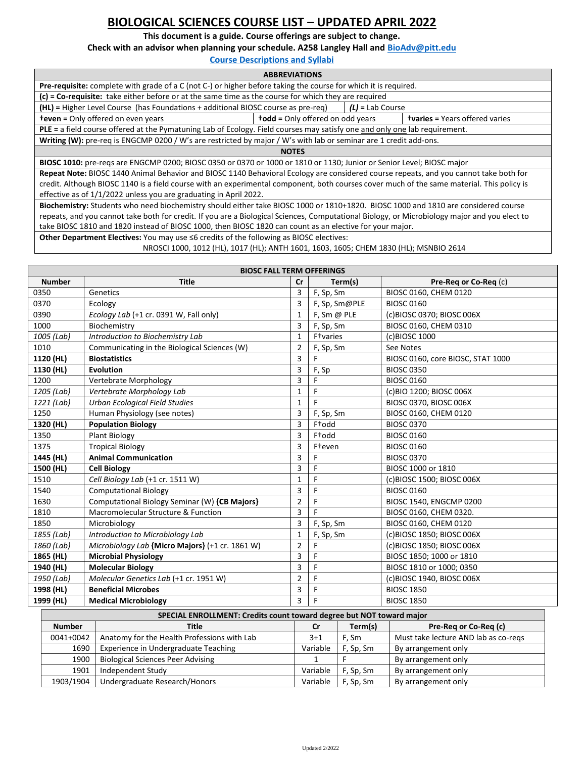# BIOLOGICAL SCIENCES COURSE LIST – UPDATED APRIL 2022

**This document is a guide. Course offerings are subject to change.**

**Check with an advisor when planning your schedule. A258 Langley Hall and BioAdv@pitt.edu**

**Course Descriptions and Syllabi**

| ABBREVIATIONS | | |
|---|---|---|
| **Pre-requisite:** complete with grade of a C (not C-) or higher before taking the course for which it is required. | | |
| **(c) = Co-requisite:** take either before or at the same time as the course for which they are required | | |
| **(HL)** = Higher Level Course (has Foundations + additional BIOSC course as pre-req) | ***(L)*** = Lab Course | |
| **†even** = Only offered on even years | **†odd** = Only offered on odd years | **†varies** = Years offered varies |
| **PLE** = a field course offered at the Pymatuning Lab of Ecology. Field courses may satisfy one and only one lab requirement. | | |
| **Writing (W):** pre-req is ENGCMP 0200 / W's are restricted by major / W's with lab or seminar are 1 credit add-ons. | | |

| NOTES |
|---|
| **BIOSC 1010:** pre-reqs are ENGCMP 0200; BIOSC 0350 or 0370 or 1000 or 1810 or 1130; Junior or Senior Level; BIOSC major |
| **Repeat Note:** BIOSC 1440 Animal Behavior and BIOSC 1140 Behavioral Ecology are considered course repeats, and you cannot take both for credit. Although BIOSC 1140 is a field course with an experimental component, both courses cover much of the same material. This policy is effective as of 1/1/2022 unless you are graduating in April 2022. |
| **Biochemistry:** Students who need biochemistry should either take BIOSC 1000 or 1810+1820. BIOSC 1000 and 1810 are considered course repeats, and you cannot take both for credit. If you are a Biological Sciences, Computational Biology, or Microbiology major and you elect to take BIOSC 1810 and 1820 instead of BIOSC 1000, then BIOSC 1820 can count as an elective for your major. |
| **Other Department Electives:** You may use ≤6 credits of the following as BIOSC electives: NROSCI 1000, 1012 (HL), 1017 (HL); ANTH 1601, 1603, 1605; CHEM 1830 (HL); MSNBIO 2614 |

| BIOSC FALL TERM OFFERINGS | | | | |
|---|---|---|---|---|
| **Number** | **Title** | **Cr** | **Term(s)** | **Pre-Req or Co-Req (c)** |
| 0350 | Genetics | 3 | F, Sp, Sm | BIOSC 0160, CHEM 0120 |
| 0370 | Ecology | 3 | F, Sp, Sm@PLE | BIOSC 0160 |
| 0390 | *Ecology Lab* (+1 cr. 0391 W, Fall only) | 1 | F, Sm @ PLE | (c)BIOSC 0370; BIOSC 006X |
| 1000 | Biochemistry | 3 | F, Sp, Sm | BIOSC 0160, CHEM 0310 |
| *1005 (Lab)* | *Introduction to Biochemistry Lab* | 1 | F†varies | (c)BIOSC 1000 |
| 1010 | Communicating in the Biological Sciences (W) | 2 | F, Sp, Sm | See Notes |
| **1120 (HL)** | **Biostatistics** | 3 | F | BIOSC 0160, core BIOSC, STAT 1000 |
| **1130 (HL)** | **Evolution** | 3 | F, Sp | BIOSC 0350 |
| 1200 | Vertebrate Morphology | 3 | F | BIOSC 0160 |
| *1205 (Lab)* | *Vertebrate Morphology Lab* | 1 | F | (c)BIO 1200; BIOSC 006X |
| *1221 (Lab)* | *Urban Ecological Field Studies* | 1 | F | BIOSC 0370, BIOSC 006X |
| 1250 | Human Physiology (see notes) | 3 | F, Sp, Sm | BIOSC 0160, CHEM 0120 |
| **1320 (HL)** | **Population Biology** | 3 | F†odd | BIOSC 0370 |
| 1350 | Plant Biology | 3 | F†odd | BIOSC 0160 |
| 1375 | Tropical Biology | 3 | F†even | BIOSC 0160 |
| **1445 (HL)** | **Animal Communication** | 3 | F | BIOSC 0370 |
| **1500 (HL)** | **Cell Biology** | 3 | F | BIOSC 1000 or 1810 |
| 1510 | *Cell Biology Lab* (+1 cr. 1511 W) | 1 | F | (c)BIOSC 1500; BIOSC 006X |
| 1540 | Computational Biology | 3 | F | BIOSC 0160 |
| 1630 | Computational Biology Seminar (W) **{CB Majors}** | 2 | F | BIOSC 1540, ENGCMP 0200 |
| 1810 | Macromolecular Structure & Function | 3 | F | BIOSC 0160, CHEM 0320. |
| 1850 | Microbiology | 3 | F, Sp, Sm | BIOSC 0160, CHEM 0120 |
| *1855 (Lab)* | *Introduction to Microbiology Lab* | 1 | F, Sp, Sm | (c)BIOSC 1850; BIOSC 006X |
| *1860 (Lab)* | *Microbiology Lab* **{Micro Majors}** (+1 cr. 1861 W) | 2 | F | (c)BIOSC 1850; BIOSC 006X |
| **1865 (HL)** | **Microbial Physiology** | 3 | F | BIOSC 1850; 1000 or 1810 |
| **1940 (HL)** | **Molecular Biology** | 3 | F | BIOSC 1810 or 1000; 0350 |
| *1950 (Lab)* | *Molecular Genetics Lab* (+1 cr. 1951 W) | 2 | F | (c)BIOSC 1940, BIOSC 006X |
| **1998 (HL)** | **Beneficial Microbes** | 3 | F | BIOSC 1850 |
| **1999 (HL)** | **Medical Microbiology** | 3 | F | BIOSC 1850 |

| SPECIAL ENROLLMENT: Credits count toward degree but NOT toward major | | | | |
|---|---|---|---|---|
| **Number** | **Title** | **Cr** | **Term(s)** | **Pre-Req or Co-Req (c)** |
| 0041+0042 | Anatomy for the Health Professions with Lab | 3+1 | F, Sm | Must take lecture AND lab as co-reqs |
| 1690 | Experience in Undergraduate Teaching | Variable | F, Sp, Sm | By arrangement only |
| 1900 | Biological Sciences Peer Advising | 1 | F | By arrangement only |
| 1901 | Independent Study | Variable | F, Sp, Sm | By arrangement only |
| 1903/1904 | Undergraduate Research/Honors | Variable | F, Sp, Sm | By arrangement only |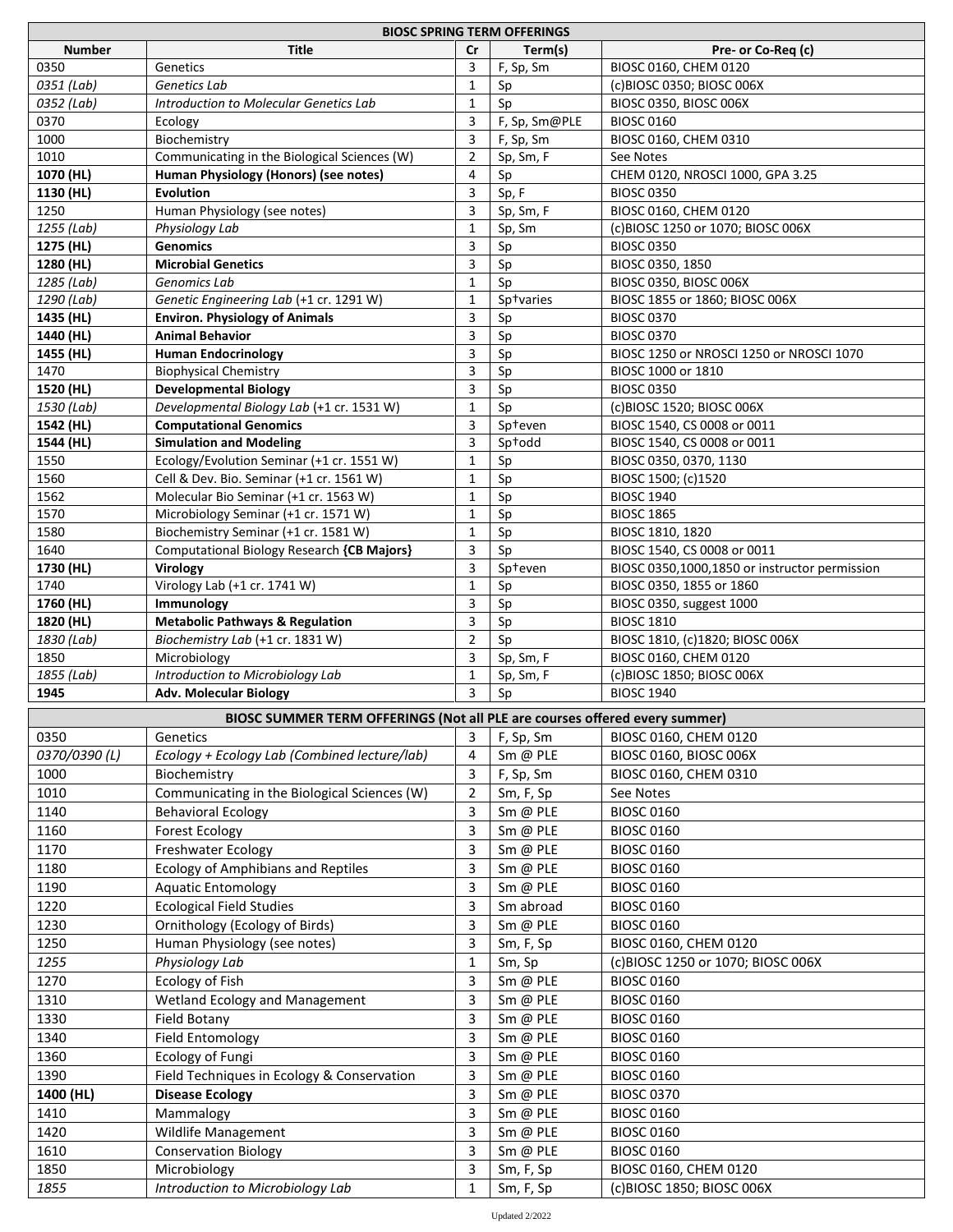| BIOSC SPRING TERM OFFERINGS | | | | |
|---|---|---|---|---|
| **Number** | **Title** | **Cr** | **Term(s)** | **Pre- or Co-Req (c)** |
| 0350 | Genetics | 3 | F, Sp, Sm | BIOSC 0160, CHEM 0120 |
| *0351 (Lab)* | *Genetics Lab* | 1 | Sp | (c)BIOSC 0350; BIOSC 006X |
| *0352 (Lab)* | *Introduction to Molecular Genetics Lab* | 1 | Sp | BIOSC 0350, BIOSC 006X |
| 0370 | Ecology | 3 | F, Sp, Sm@PLE | BIOSC 0160 |
| 1000 | Biochemistry | 3 | F, Sp, Sm | BIOSC 0160, CHEM 0310 |
| 1010 | Communicating in the Biological Sciences (W) | 2 | Sp, Sm, F | See Notes |
| **1070 (HL)** | **Human Physiology (Honors) (see notes)** | 4 | Sp | CHEM 0120, NROSCI 1000, GPA 3.25 |
| **1130 (HL)** | **Evolution** | 3 | Sp, F | BIOSC 0350 |
| 1250 | Human Physiology (see notes) | 3 | Sp, Sm, F | BIOSC 0160, CHEM 0120 |
| *1255 (Lab)* | *Physiology Lab* | 1 | Sp, Sm | (c)BIOSC 1250 or 1070; BIOSC 006X |
| **1275 (HL)** | **Genomics** | 3 | Sp | BIOSC 0350 |
| **1280 (HL)** | **Microbial Genetics** | 3 | Sp | BIOSC 0350, 1850 |
| *1285 (Lab)* | *Genomics Lab* | 1 | Sp | BIOSC 0350, BIOSC 006X |
| *1290 (Lab)* | *Genetic Engineering Lab* (+1 cr. 1291 W) | 1 | Sp†varies | BIOSC 1855 or 1860; BIOSC 006X |
| **1435 (HL)** | **Environ. Physiology of Animals** | 3 | Sp | BIOSC 0370 |
| **1440 (HL)** | **Animal Behavior** | 3 | Sp | BIOSC 0370 |
| **1455 (HL)** | **Human Endocrinology** | 3 | Sp | BIOSC 1250 or NROSCI 1250 or NROSCI 1070 |
| 1470 | Biophysical Chemistry | 3 | Sp | BIOSC 1000 or 1810 |
| **1520 (HL)** | **Developmental Biology** | 3 | Sp | BIOSC 0350 |
| *1530 (Lab)* | *Developmental Biology Lab* (+1 cr. 1531 W) | 1 | Sp | (c)BIOSC 1520; BIOSC 006X |
| **1542 (HL)** | **Computational Genomics** | 3 | Sp†even | BIOSC 1540, CS 0008 or 0011 |
| **1544 (HL)** | **Simulation and Modeling** | 3 | Sp†odd | BIOSC 1540, CS 0008 or 0011 |
| 1550 | Ecology/Evolution Seminar (+1 cr. 1551 W) | 1 | Sp | BIOSC 0350, 0370, 1130 |
| 1560 | Cell & Dev. Bio. Seminar (+1 cr. 1561 W) | 1 | Sp | BIOSC 1500; (c)1520 |
| 1562 | Molecular Bio Seminar (+1 cr. 1563 W) | 1 | Sp | BIOSC 1940 |
| 1570 | Microbiology Seminar (+1 cr. 1571 W) | 1 | Sp | BIOSC 1865 |
| 1580 | Biochemistry Seminar (+1 cr. 1581 W) | 1 | Sp | BIOSC 1810, 1820 |
| 1640 | Computational Biology Research **{CB Majors}** | 3 | Sp | BIOSC 1540, CS 0008 or 0011 |
| **1730 (HL)** | **Virology** | 3 | Sp†even | BIOSC 0350,1000,1850 or instructor permission |
| 1740 | Virology Lab (+1 cr. 1741 W) | 1 | Sp | BIOSC 0350, 1855 or 1860 |
| **1760 (HL)** | **Immunology** | 3 | Sp | BIOSC 0350, suggest 1000 |
| **1820 (HL)** | **Metabolic Pathways & Regulation** | 3 | Sp | BIOSC 1810 |
| *1830 (Lab)* | *Biochemistry Lab* (+1 cr. 1831 W) | 2 | Sp | BIOSC 1810, (c)1820; BIOSC 006X |
| 1850 | Microbiology | 3 | Sp, Sm, F | BIOSC 0160, CHEM 0120 |
| *1855 (Lab)* | *Introduction to Microbiology Lab* | 1 | Sp, Sm, F | (c)BIOSC 1850; BIOSC 006X |
| **1945** | **Adv. Molecular Biology** | 3 | Sp | BIOSC 1940 |

| BIOSC SUMMER TERM OFFERINGS (Not all PLE are courses offered every summer) | | | | |
|---|---|---|---|---|
| 0350 | Genetics | 3 | F, Sp, Sm | BIOSC 0160, CHEM 0120 |
| *0370/0390 (L)* | *Ecology + Ecology Lab (Combined lecture/lab)* | 4 | Sm @ PLE | BIOSC 0160, BIOSC 006X |
| 1000 | Biochemistry | 3 | F, Sp, Sm | BIOSC 0160, CHEM 0310 |
| 1010 | Communicating in the Biological Sciences (W) | 2 | Sm, F, Sp | See Notes |
| 1140 | Behavioral Ecology | 3 | Sm @ PLE | BIOSC 0160 |
| 1160 | Forest Ecology | 3 | Sm @ PLE | BIOSC 0160 |
| 1170 | Freshwater Ecology | 3 | Sm @ PLE | BIOSC 0160 |
| 1180 | Ecology of Amphibians and Reptiles | 3 | Sm @ PLE | BIOSC 0160 |
| 1190 | Aquatic Entomology | 3 | Sm @ PLE | BIOSC 0160 |
| 1220 | Ecological Field Studies | 3 | Sm abroad | BIOSC 0160 |
| 1230 | Ornithology (Ecology of Birds) | 3 | Sm @ PLE | BIOSC 0160 |
| 1250 | Human Physiology (see notes) | 3 | Sm, F, Sp | BIOSC 0160, CHEM 0120 |
| *1255* | *Physiology Lab* | 1 | Sm, Sp | (c)BIOSC 1250 or 1070; BIOSC 006X |
| 1270 | Ecology of Fish | 3 | Sm @ PLE | BIOSC 0160 |
| 1310 | Wetland Ecology and Management | 3 | Sm @ PLE | BIOSC 0160 |
| 1330 | Field Botany | 3 | Sm @ PLE | BIOSC 0160 |
| 1340 | Field Entomology | 3 | Sm @ PLE | BIOSC 0160 |
| 1360 | Ecology of Fungi | 3 | Sm @ PLE | BIOSC 0160 |
| 1390 | Field Techniques in Ecology & Conservation | 3 | Sm @ PLE | BIOSC 0160 |
| **1400 (HL)** | **Disease Ecology** | 3 | Sm @ PLE | BIOSC 0370 |
| 1410 | Mammalogy | 3 | Sm @ PLE | BIOSC 0160 |
| 1420 | Wildlife Management | 3 | Sm @ PLE | BIOSC 0160 |
| 1610 | Conservation Biology | 3 | Sm @ PLE | BIOSC 0160 |
| 1850 | Microbiology | 3 | Sm, F, Sp | BIOSC 0160, CHEM 0120 |
| *1855* | *Introduction to Microbiology Lab* | 1 | Sm, F, Sp | (c)BIOSC 1850; BIOSC 006X |

Updated 2/2022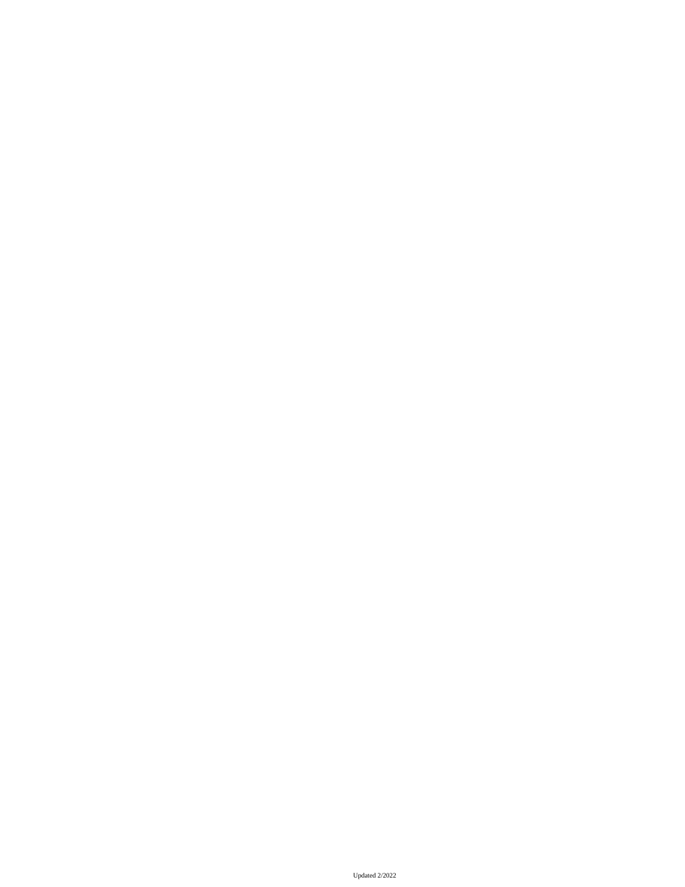Updated 2/2022